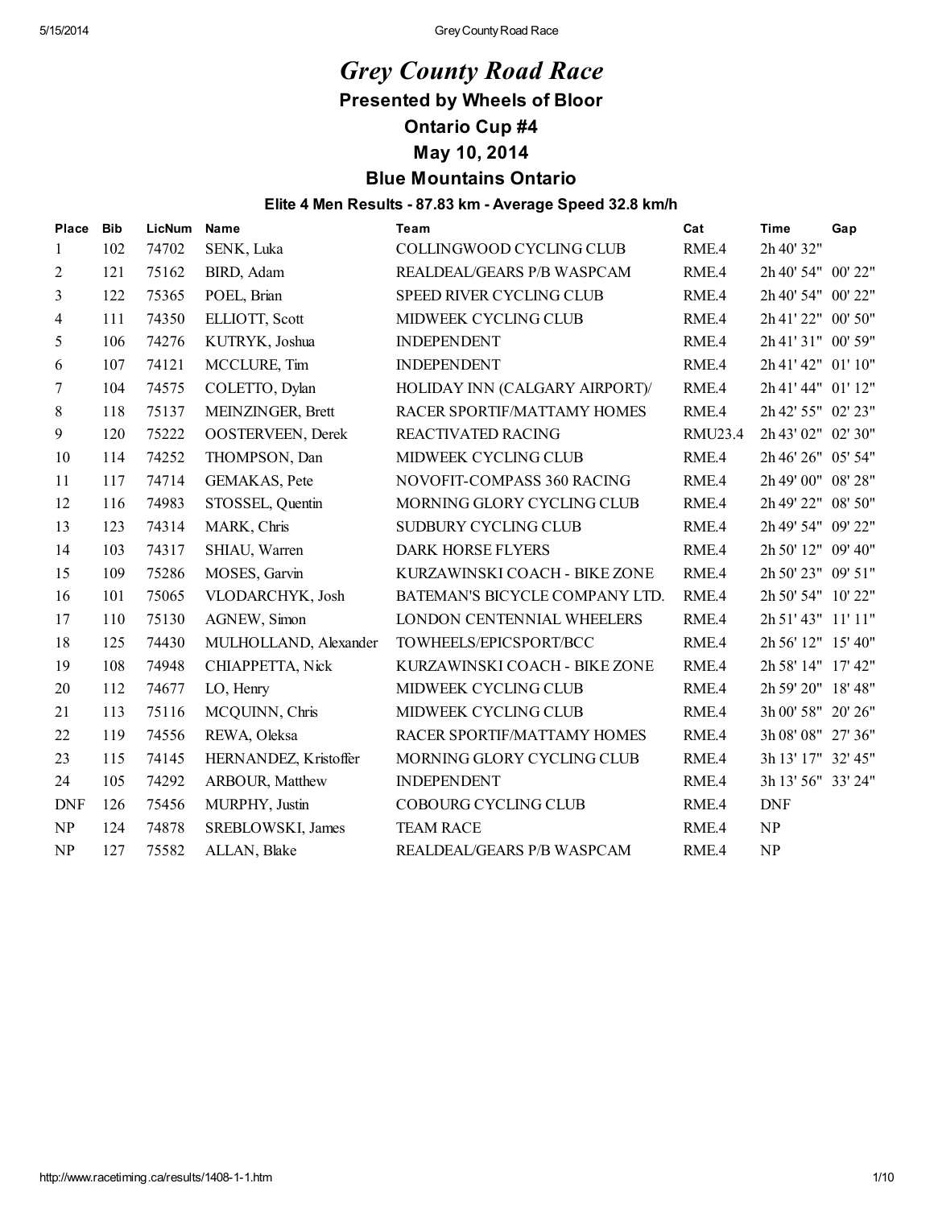# *Grey County Road Race*

## Presented by Wheels of Bloor

## Ontario Cup #4

## May 10, 2014

## Blue Mountains Ontario

### Elite 4 Men Results - 87.83 km - Average Speed 32.8 km/h

| Place | Bib | LicNum | Name | Team | Cat | Time | Gap |
|---|---|---|---|---|---|---|---|
| 1 | 102 | 74702 | SENK, Luka | COLLINGWOOD CYCLING CLUB | RME.4 | 2h 40' 32" | |
| 2 | 121 | 75162 | BIRD, Adam | REALDEAL/GEARS P/B WASPCAM | RME.4 | 2h 40' 54" | 00' 22" |
| 3 | 122 | 75365 | POEL, Brian | SPEED RIVER CYCLING CLUB | RME.4 | 2h 40' 54" | 00' 22" |
| 4 | 111 | 74350 | ELLIOTT, Scott | MIDWEEK CYCLING CLUB | RME.4 | 2h 41' 22" | 00' 50" |
| 5 | 106 | 74276 | KUTRYK, Joshua | INDEPENDENT | RME.4 | 2h 41' 31" | 00' 59" |
| 6 | 107 | 74121 | MCCLURE, Tim | INDEPENDENT | RME.4 | 2h 41' 42" | 01' 10" |
| 7 | 104 | 74575 | COLETTO, Dylan | HOLIDAY INN (CALGARY AIRPORT)/ | RME.4 | 2h 41' 44" | 01' 12" |
| 8 | 118 | 75137 | MEINZINGER, Brett | RACER SPORTIF/MATTAMY HOMES | RME.4 | 2h 42' 55" | 02' 23" |
| 9 | 120 | 75222 | OOSTERVEEN, Derek | REACTIVATED RACING | RMU23.4 | 2h 43' 02" | 02' 30" |
| 10 | 114 | 74252 | THOMPSON, Dan | MIDWEEK CYCLING CLUB | RME.4 | 2h 46' 26" | 05' 54" |
| 11 | 117 | 74714 | GEMAKAS, Pete | NOVOFIT-COMPASS 360 RACING | RME.4 | 2h 49' 00" | 08' 28" |
| 12 | 116 | 74983 | STOSSEL, Quentin | MORNING GLORY CYCLING CLUB | RME.4 | 2h 49' 22" | 08' 50" |
| 13 | 123 | 74314 | MARK, Chris | SUDBURY CYCLING CLUB | RME.4 | 2h 49' 54" | 09' 22" |
| 14 | 103 | 74317 | SHIAU, Warren | DARK HORSE FLYERS | RME.4 | 2h 50' 12" | 09' 40" |
| 15 | 109 | 75286 | MOSES, Garvin | KURZAWINSKI COACH - BIKE ZONE | RME.4 | 2h 50' 23" | 09' 51" |
| 16 | 101 | 75065 | VLODARCHYK, Josh | BATEMAN'S BICYCLE COMPANY LTD. | RME.4 | 2h 50' 54" | 10' 22" |
| 17 | 110 | 75130 | AGNEW, Simon | LONDON CENTENNIAL WHEELERS | RME.4 | 2h 51' 43" | 11' 11" |
| 18 | 125 | 74430 | MULHOLLAND, Alexander | TOWHEELS/EPICSPORT/BCC | RME.4 | 2h 56' 12" | 15' 40" |
| 19 | 108 | 74948 | CHIAPPETTA, Nick | KURZAWINSKI COACH - BIKE ZONE | RME.4 | 2h 58' 14" | 17' 42" |
| 20 | 112 | 74677 | LO, Henry | MIDWEEK CYCLING CLUB | RME.4 | 2h 59' 20" | 18' 48" |
| 21 | 113 | 75116 | MCQUINN, Chris | MIDWEEK CYCLING CLUB | RME.4 | 3h 00' 58" | 20' 26" |
| 22 | 119 | 74556 | REWA, Oleksa | RACER SPORTIF/MATTAMY HOMES | RME.4 | 3h 08' 08" | 27' 36" |
| 23 | 115 | 74145 | HERNANDEZ, Kristoffer | MORNING GLORY CYCLING CLUB | RME.4 | 3h 13' 17" | 32' 45" |
| 24 | 105 | 74292 | ARBOUR, Matthew | INDEPENDENT | RME.4 | 3h 13' 56" | 33' 24" |
| DNF | 126 | 75456 | MURPHY, Justin | COBOURG CYCLING CLUB | RME.4 | DNF | |
| NP | 124 | 74878 | SREBLOWSKI, James | TEAM RACE | RME.4 | NP | |
| NP | 127 | 75582 | ALLAN, Blake | REALDEAL/GEARS P/B WASPCAM | RME.4 | NP | |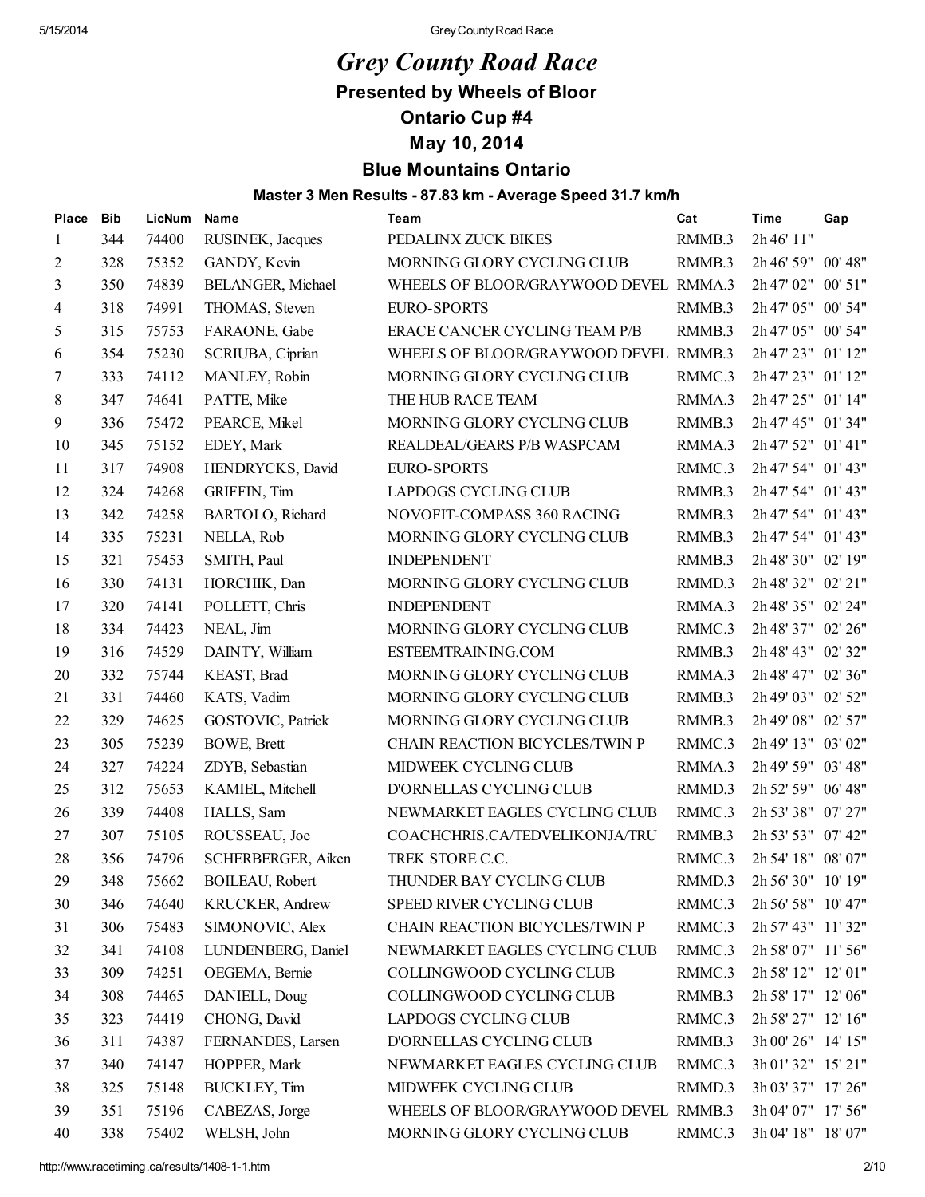# *Grey County Road Race*

## Presented by Wheels of Bloor

## Ontario Cup #4

## May 10, 2014

## Blue Mountains Ontario

### Master 3 Men Results - 87.83 km - Average Speed 31.7 km/h

| Place | Bib | LicNum | Name | Team | Cat | Time | Gap |
|---|---|---|---|---|---|---|---|
| 1 | 344 | 74400 | RUSINEK, Jacques | PEDALINX ZUCK BIKES | RMMB.3 | 2h 46' 11" | |
| 2 | 328 | 75352 | GANDY, Kevin | MORNING GLORY CYCLING CLUB | RMMB.3 | 2h 46' 59" | 00' 48" |
| 3 | 350 | 74839 | BELANGER, Michael | WHEELS OF BLOOR/GRAYWOOD DEVEL | RMMA.3 | 2h 47' 02" | 00' 51" |
| 4 | 318 | 74991 | THOMAS, Steven | EURO-SPORTS | RMMB.3 | 2h 47' 05" | 00' 54" |
| 5 | 315 | 75753 | FARAONE, Gabe | ERACE CANCER CYCLING TEAM P/B | RMMB.3 | 2h 47' 05" | 00' 54" |
| 6 | 354 | 75230 | SCRIUBA, Ciprian | WHEELS OF BLOOR/GRAYWOOD DEVEL | RMMB.3 | 2h 47' 23" | 01' 12" |
| 7 | 333 | 74112 | MANLEY, Robin | MORNING GLORY CYCLING CLUB | RMMC.3 | 2h 47' 23" | 01' 12" |
| 8 | 347 | 74641 | PATTE, Mike | THE HUB RACE TEAM | RMMA.3 | 2h 47' 25" | 01' 14" |
| 9 | 336 | 75472 | PEARCE, Mikel | MORNING GLORY CYCLING CLUB | RMMB.3 | 2h 47' 45" | 01' 34" |
| 10 | 345 | 75152 | EDEY, Mark | REALDEAL/GEARS P/B WASPCAM | RMMA.3 | 2h 47' 52" | 01' 41" |
| 11 | 317 | 74908 | HENDRYCKS, David | EURO-SPORTS | RMMC.3 | 2h 47' 54" | 01' 43" |
| 12 | 324 | 74268 | GRIFFIN, Tim | LAPDOGS CYCLING CLUB | RMMB.3 | 2h 47' 54" | 01' 43" |
| 13 | 342 | 74258 | BARTOLO, Richard | NOVOFIT-COMPASS 360 RACING | RMMB.3 | 2h 47' 54" | 01' 43" |
| 14 | 335 | 75231 | NELLA, Rob | MORNING GLORY CYCLING CLUB | RMMB.3 | 2h 47' 54" | 01' 43" |
| 15 | 321 | 75453 | SMITH, Paul | INDEPENDENT | RMMB.3 | 2h 48' 30" | 02' 19" |
| 16 | 330 | 74131 | HORCHIK, Dan | MORNING GLORY CYCLING CLUB | RMMD.3 | 2h 48' 32" | 02' 21" |
| 17 | 320 | 74141 | POLLETT, Chris | INDEPENDENT | RMMA.3 | 2h 48' 35" | 02' 24" |
| 18 | 334 | 74423 | NEAL, Jim | MORNING GLORY CYCLING CLUB | RMMC.3 | 2h 48' 37" | 02' 26" |
| 19 | 316 | 74529 | DAINTY, William | ESTEEMTRAINING.COM | RMMB.3 | 2h 48' 43" | 02' 32" |
| 20 | 332 | 75744 | KEAST, Brad | MORNING GLORY CYCLING CLUB | RMMA.3 | 2h 48' 47" | 02' 36" |
| 21 | 331 | 74460 | KATS, Vadim | MORNING GLORY CYCLING CLUB | RMMB.3 | 2h 49' 03" | 02' 52" |
| 22 | 329 | 74625 | GOSTOVIC, Patrick | MORNING GLORY CYCLING CLUB | RMMB.3 | 2h 49' 08" | 02' 57" |
| 23 | 305 | 75239 | BOWE, Brett | CHAIN REACTION BICYCLES/TWIN P | RMMC.3 | 2h 49' 13" | 03' 02" |
| 24 | 327 | 74224 | ZDYB, Sebastian | MIDWEEK CYCLING CLUB | RMMA.3 | 2h 49' 59" | 03' 48" |
| 25 | 312 | 75653 | KAMIEL, Mitchell | D'ORNELLAS CYCLING CLUB | RMMD.3 | 2h 52' 59" | 06' 48" |
| 26 | 339 | 74408 | HALLS, Sam | NEWMARKET EAGLES CYCLING CLUB | RMMC.3 | 2h 53' 38" | 07' 27" |
| 27 | 307 | 75105 | ROUSSEAU, Joe | COACHCHRIS.CA/TEDVELIKONJA/TRU | RMMB.3 | 2h 53' 53" | 07' 42" |
| 28 | 356 | 74796 | SCHERBERGER, Aiken | TREK STORE C.C. | RMMC.3 | 2h 54' 18" | 08' 07" |
| 29 | 348 | 75662 | BOILEAU, Robert | THUNDER BAY CYCLING CLUB | RMMD.3 | 2h 56' 30" | 10' 19" |
| 30 | 346 | 74640 | KRUCKER, Andrew | SPEED RIVER CYCLING CLUB | RMMC.3 | 2h 56' 58" | 10' 47" |
| 31 | 306 | 75483 | SIMONOVIC, Alex | CHAIN REACTION BICYCLES/TWIN P | RMMC.3 | 2h 57' 43" | 11' 32" |
| 32 | 341 | 74108 | LUNDENBERG, Daniel | NEWMARKET EAGLES CYCLING CLUB | RMMC.3 | 2h 58' 07" | 11' 56" |
| 33 | 309 | 74251 | OEGEMA, Bernie | COLLINGWOOD CYCLING CLUB | RMMC.3 | 2h 58' 12" | 12' 01" |
| 34 | 308 | 74465 | DANIELL, Doug | COLLINGWOOD CYCLING CLUB | RMMB.3 | 2h 58' 17" | 12' 06" |
| 35 | 323 | 74419 | CHONG, David | LAPDOGS CYCLING CLUB | RMMC.3 | 2h 58' 27" | 12' 16" |
| 36 | 311 | 74387 | FERNANDES, Larsen | D'ORNELLAS CYCLING CLUB | RMMB.3 | 3h 00' 26" | 14' 15" |
| 37 | 340 | 74147 | HOPPER, Mark | NEWMARKET EAGLES CYCLING CLUB | RMMC.3 | 3h 01' 32" | 15' 21" |
| 38 | 325 | 75148 | BUCKLEY, Tim | MIDWEEK CYCLING CLUB | RMMD.3 | 3h 03' 37" | 17' 26" |
| 39 | 351 | 75196 | CABEZAS, Jorge | WHEELS OF BLOOR/GRAYWOOD DEVEL | RMMB.3 | 3h 04' 07" | 17' 56" |
| 40 | 338 | 75402 | WELSH, John | MORNING GLORY CYCLING CLUB | RMMC.3 | 3h 04' 18" | 18' 07" |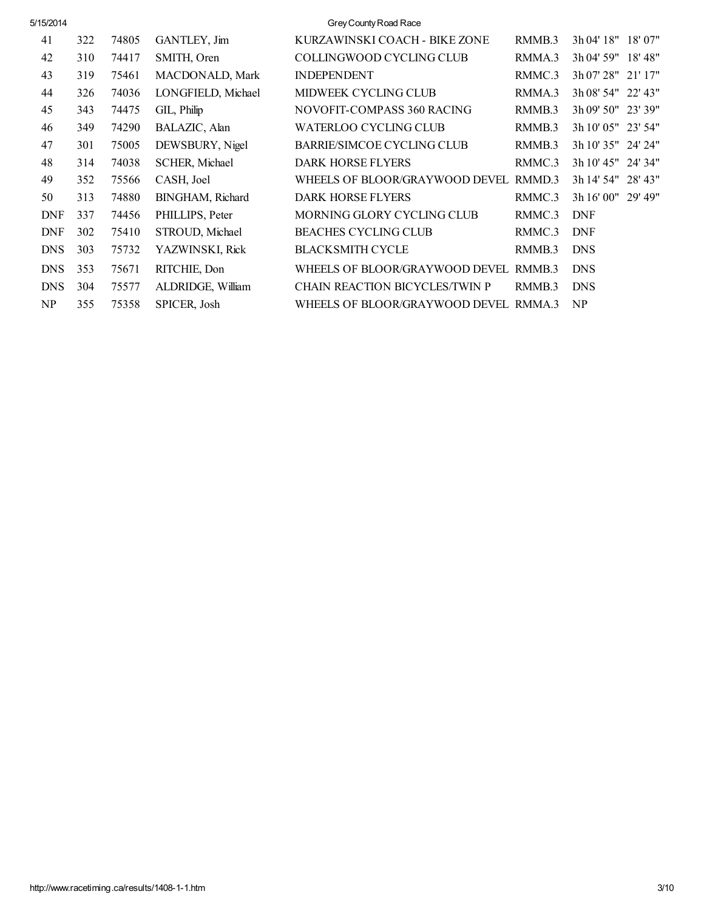| | | | | | | | |
|---|---|---|---|---|---|---|---|
| 41 | 322 | 74805 | GANTLEY, Jim | KURZAWINSKI COACH - BIKE ZONE | RMMB.3 | 3h 04' 18" | 18' 07" |
| 42 | 310 | 74417 | SMITH, Oren | COLLINGWOOD CYCLING CLUB | RMMA.3 | 3h 04' 59" | 18' 48" |
| 43 | 319 | 75461 | MACDONALD, Mark | INDEPENDENT | RMMC.3 | 3h 07' 28" | 21' 17" |
| 44 | 326 | 74036 | LONGFIELD, Michael | MIDWEEK CYCLING CLUB | RMMA.3 | 3h 08' 54" | 22' 43" |
| 45 | 343 | 74475 | GIL, Philip | NOVOFIT-COMPASS 360 RACING | RMMB.3 | 3h 09' 50" | 23' 39" |
| 46 | 349 | 74290 | BALAZIC, Alan | WATERLOO CYCLING CLUB | RMMB.3 | 3h 10' 05" | 23' 54" |
| 47 | 301 | 75005 | DEWSBURY, Nigel | BARRIE/SIMCOE CYCLING CLUB | RMMB.3 | 3h 10' 35" | 24' 24" |
| 48 | 314 | 74038 | SCHER, Michael | DARK HORSE FLYERS | RMMC.3 | 3h 10' 45" | 24' 34" |
| 49 | 352 | 75566 | CASH, Joel | WHEELS OF BLOOR/GRAYWOOD DEVEL | RMMD.3 | 3h 14' 54" | 28' 43" |
| 50 | 313 | 74880 | BINGHAM, Richard | DARK HORSE FLYERS | RMMC.3 | 3h 16' 00" | 29' 49" |
| DNF | 337 | 74456 | PHILLIPS, Peter | MORNING GLORY CYCLING CLUB | RMMC.3 | DNF | |
| DNF | 302 | 75410 | STROUD, Michael | BEACHES CYCLING CLUB | RMMC.3 | DNF | |
| DNS | 303 | 75732 | YAZWINSKI, Rick | BLACKSMITH CYCLE | RMMB.3 | DNS | |
| DNS | 353 | 75671 | RITCHIE, Don | WHEELS OF BLOOR/GRAYWOOD DEVEL | RMMB.3 | DNS | |
| DNS | 304 | 75577 | ALDRIDGE, William | CHAIN REACTION BICYCLES/TWIN P | RMMB.3 | DNS | |
| NP | 355 | 75358 | SPICER, Josh | WHEELS OF BLOOR/GRAYWOOD DEVEL | RMMA.3 | NP | |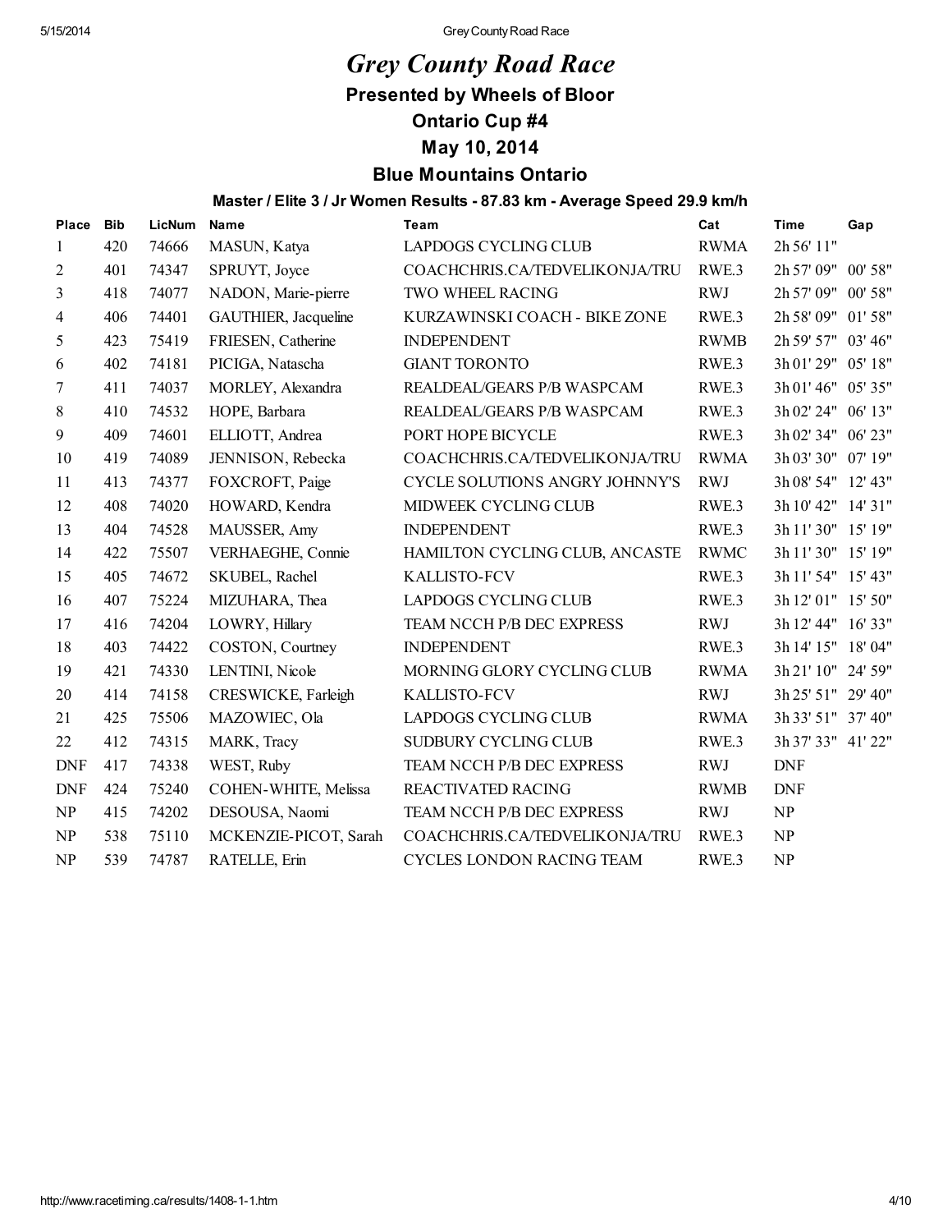# *Grey County Road Race*

## Presented by Wheels of Bloor

## Ontario Cup #4

## May 10, 2014

## Blue Mountains Ontario

### Master / Elite 3 / Jr Women Results - 87.83 km - Average Speed 29.9 km/h

| Place | Bib | LicNum | Name | Team | Cat | Time | Gap |
|---|---|---|---|---|---|---|---|
| 1 | 420 | 74666 | MASUN, Katya | LAPDOGS CYCLING CLUB | RWMA | 2h 56' 11" | |
| 2 | 401 | 74347 | SPRUYT, Joyce | COACHCHRIS.CA/TEDVELIKONJA/TRU | RWE.3 | 2h 57' 09" | 00' 58" |
| 3 | 418 | 74077 | NADON, Marie-pierre | TWO WHEEL RACING | RWJ | 2h 57' 09" | 00' 58" |
| 4 | 406 | 74401 | GAUTHIER, Jacqueline | KURZAWINSKI COACH - BIKE ZONE | RWE.3 | 2h 58' 09" | 01' 58" |
| 5 | 423 | 75419 | FRIESEN, Catherine | INDEPENDENT | RWMB | 2h 59' 57" | 03' 46" |
| 6 | 402 | 74181 | PICIGA, Natascha | GIANT TORONTO | RWE.3 | 3h 01' 29" | 05' 18" |
| 7 | 411 | 74037 | MORLEY, Alexandra | REALDEAL/GEARS P/B WASPCAM | RWE.3 | 3h 01' 46" | 05' 35" |
| 8 | 410 | 74532 | HOPE, Barbara | REALDEAL/GEARS P/B WASPCAM | RWE.3 | 3h 02' 24" | 06' 13" |
| 9 | 409 | 74601 | ELLIOTT, Andrea | PORT HOPE BICYCLE | RWE.3 | 3h 02' 34" | 06' 23" |
| 10 | 419 | 74089 | JENNISON, Rebecka | COACHCHRIS.CA/TEDVELIKONJA/TRU | RWMA | 3h 03' 30" | 07' 19" |
| 11 | 413 | 74377 | FOXCROFT, Paige | CYCLE SOLUTIONS ANGRY JOHNNY'S | RWJ | 3h 08' 54" | 12' 43" |
| 12 | 408 | 74020 | HOWARD, Kendra | MIDWEEK CYCLING CLUB | RWE.3 | 3h 10' 42" | 14' 31" |
| 13 | 404 | 74528 | MAUSSER, Amy | INDEPENDENT | RWE.3 | 3h 11' 30" | 15' 19" |
| 14 | 422 | 75507 | VERHAEGHE, Connie | HAMILTON CYCLING CLUB, ANCASTE | RWMC | 3h 11' 30" | 15' 19" |
| 15 | 405 | 74672 | SKUBEL, Rachel | KALLISTO-FCV | RWE.3 | 3h 11' 54" | 15' 43" |
| 16 | 407 | 75224 | MIZUHARA, Thea | LAPDOGS CYCLING CLUB | RWE.3 | 3h 12' 01" | 15' 50" |
| 17 | 416 | 74204 | LOWRY, Hillary | TEAM NCCH P/B DEC EXPRESS | RWJ | 3h 12' 44" | 16' 33" |
| 18 | 403 | 74422 | COSTON, Courtney | INDEPENDENT | RWE.3 | 3h 14' 15" | 18' 04" |
| 19 | 421 | 74330 | LENTINI, Nicole | MORNING GLORY CYCLING CLUB | RWMA | 3h 21' 10" | 24' 59" |
| 20 | 414 | 74158 | CRESWICKE, Farleigh | KALLISTO-FCV | RWJ | 3h 25' 51" | 29' 40" |
| 21 | 425 | 75506 | MAZOWIEC, Ola | LAPDOGS CYCLING CLUB | RWMA | 3h 33' 51" | 37' 40" |
| 22 | 412 | 74315 | MARK, Tracy | SUDBURY CYCLING CLUB | RWE.3 | 3h 37' 33" | 41' 22" |
| DNF | 417 | 74338 | WEST, Ruby | TEAM NCCH P/B DEC EXPRESS | RWJ | DNF | |
| DNF | 424 | 75240 | COHEN-WHITE, Melissa | REACTIVATED RACING | RWMB | DNF | |
| NP | 415 | 74202 | DESOUSA, Naomi | TEAM NCCH P/B DEC EXPRESS | RWJ | NP | |
| NP | 538 | 75110 | MCKENZIE-PICOT, Sarah | COACHCHRIS.CA/TEDVELIKONJA/TRU | RWE.3 | NP | |
| NP | 539 | 74787 | RATELLE, Erin | CYCLES LONDON RACING TEAM | RWE.3 | NP | |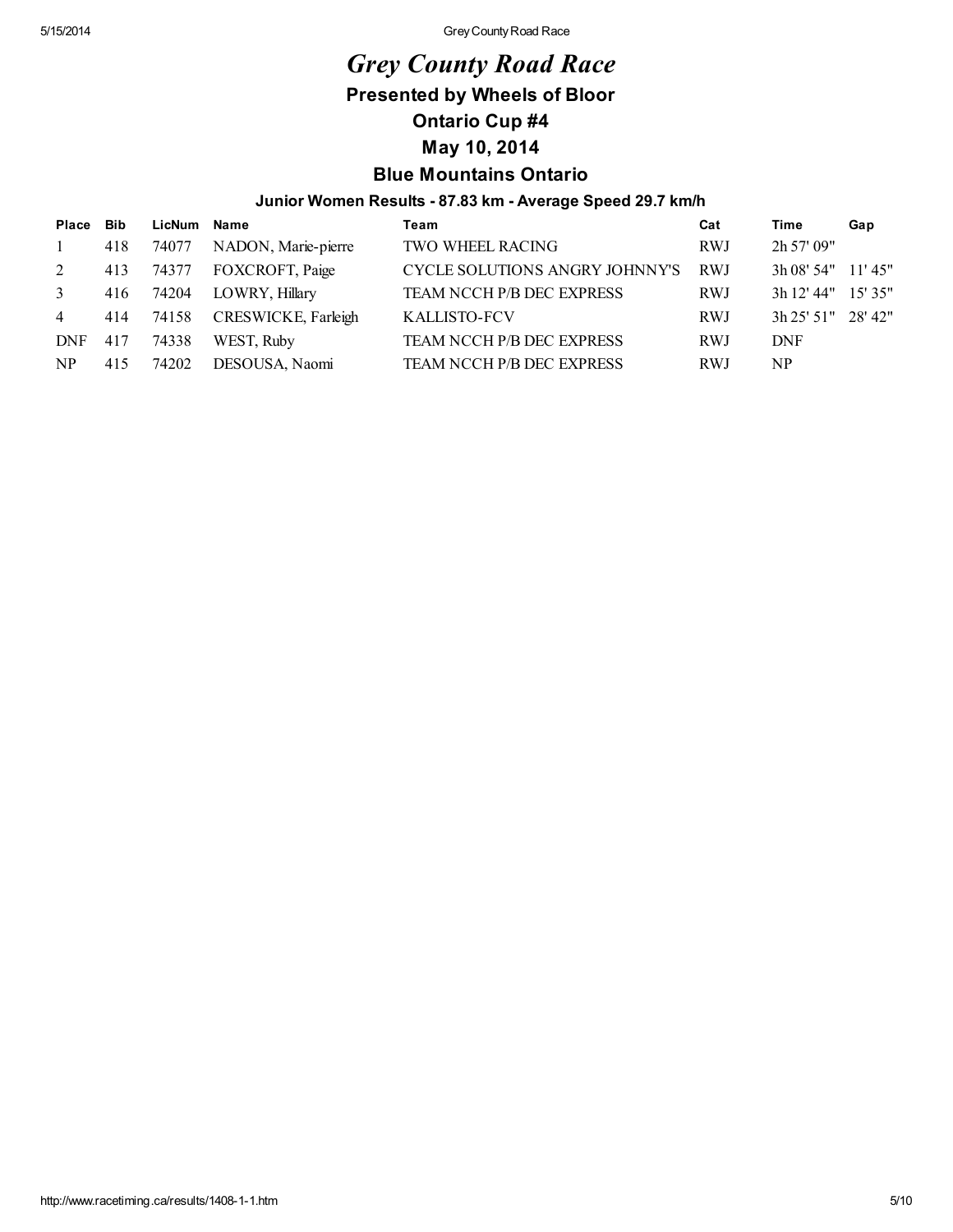# *Grey County Road Race*

## Presented by Wheels of Bloor

## Ontario Cup #4

## May 10, 2014

## Blue Mountains Ontario

### Junior Women Results - 87.83 km - Average Speed 29.7 km/h

| Place | Bib | LicNum | Name | Team | Cat | Time | Gap |
|---|---|---|---|---|---|---|---|
| 1 | 418 | 74077 | NADON, Marie-pierre | TWO WHEEL RACING | RWJ | 2h 57' 09" | |
| 2 | 413 | 74377 | FOXCROFT, Paige | CYCLE SOLUTIONS ANGRY JOHNNY'S | RWJ | 3h 08' 54" | 11' 45" |
| 3 | 416 | 74204 | LOWRY, Hillary | TEAM NCCH P/B DEC EXPRESS | RWJ | 3h 12' 44" | 15' 35" |
| 4 | 414 | 74158 | CRESWICKE, Farleigh | KALLISTO-FCV | RWJ | 3h 25' 51" | 28' 42" |
| DNF | 417 | 74338 | WEST, Ruby | TEAM NCCH P/B DEC EXPRESS | RWJ | DNF | |
| NP | 415 | 74202 | DESOUSA, Naomi | TEAM NCCH P/B DEC EXPRESS | RWJ | NP | |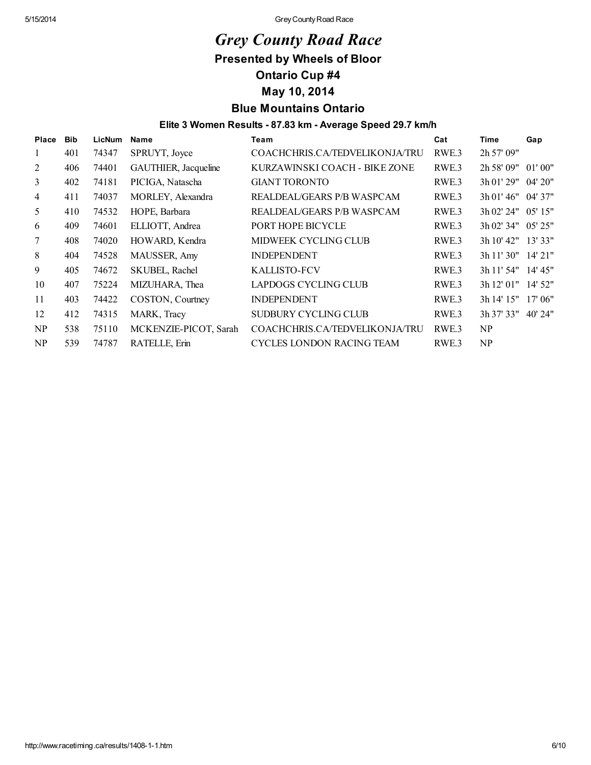# *Grey County Road Race*

## Presented by Wheels of Bloor

## Ontario Cup #4

## May 10, 2014

## Blue Mountains Ontario

### Elite 3 Women Results - 87.83 km - Average Speed 29.7 km/h

| Place | Bib | LicNum | Name | Team | Cat | Time | Gap |
|---|---|---|---|---|---|---|---|
| 1 | 401 | 74347 | SPRUYT, Joyce | COACHCHRIS.CA/TEDVELIKONJA/TRU | RWE.3 | 2h 57' 09" | |
| 2 | 406 | 74401 | GAUTHIER, Jacqueline | KURZAWINSKI COACH - BIKE ZONE | RWE.3 | 2h 58' 09" | 01' 00" |
| 3 | 402 | 74181 | PICIGA, Natascha | GIANT TORONTO | RWE.3 | 3h 01' 29" | 04' 20" |
| 4 | 411 | 74037 | MORLEY, Alexandra | REALDEAL/GEARS P/B WASPCAM | RWE.3 | 3h 01' 46" | 04' 37" |
| 5 | 410 | 74532 | HOPE, Barbara | REALDEAL/GEARS P/B WASPCAM | RWE.3 | 3h 02' 24" | 05' 15" |
| 6 | 409 | 74601 | ELLIOTT, Andrea | PORT HOPE BICYCLE | RWE.3 | 3h 02' 34" | 05' 25" |
| 7 | 408 | 74020 | HOWARD, Kendra | MIDWEEK CYCLING CLUB | RWE.3 | 3h 10' 42" | 13' 33" |
| 8 | 404 | 74528 | MAUSSER, Amy | INDEPENDENT | RWE.3 | 3h 11' 30" | 14' 21" |
| 9 | 405 | 74672 | SKUBEL, Rachel | KALLISTO-FCV | RWE.3 | 3h 11' 54" | 14' 45" |
| 10 | 407 | 75224 | MIZUHARA, Thea | LAPDOGS CYCLING CLUB | RWE.3 | 3h 12' 01" | 14' 52" |
| 11 | 403 | 74422 | COSTON, Courtney | INDEPENDENT | RWE.3 | 3h 14' 15" | 17' 06" |
| 12 | 412 | 74315 | MARK, Tracy | SUDBURY CYCLING CLUB | RWE.3 | 3h 37' 33" | 40' 24" |
| NP | 538 | 75110 | MCKENZIE-PICOT, Sarah | COACHCHRIS.CA/TEDVELIKONJA/TRU | RWE.3 | NP | |
| NP | 539 | 74787 | RATELLE, Erin | CYCLES LONDON RACING TEAM | RWE.3 | NP | |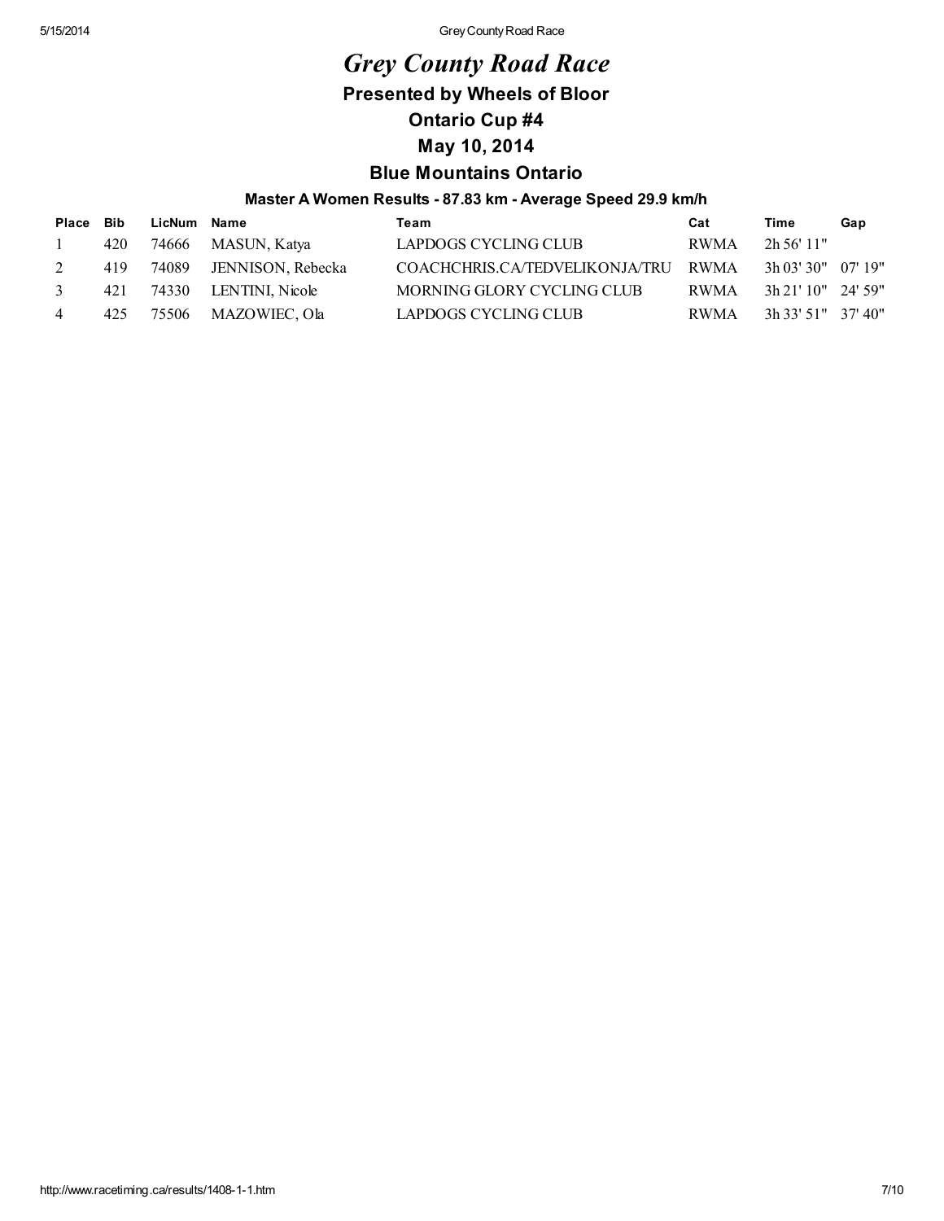# *Grey County Road Race*

## Presented by Wheels of Bloor

## Ontario Cup #4

## May 10, 2014

## Blue Mountains Ontario

### Master A Women Results - 87.83 km - Average Speed 29.9 km/h

| Place | Bib | LicNum | Name | Team | Cat | Time | Gap |
|---|---|---|---|---|---|---|---|
| 1 | 420 | 74666 | MASUN, Katya | LAPDOGS CYCLING CLUB | RWMA | 2h 56' 11" | |
| 2 | 419 | 74089 | JENNISON, Rebecka | COACHCHRIS.CA/TEDVELIKONJA/TRU | RWMA | 3h 03' 30" | 07' 19" |
| 3 | 421 | 74330 | LENTINI, Nicole | MORNING GLORY CYCLING CLUB | RWMA | 3h 21' 10" | 24' 59" |
| 4 | 425 | 75506 | MAZOWIEC, Ola | LAPDOGS CYCLING CLUB | RWMA | 3h 33' 51" | 37' 40" |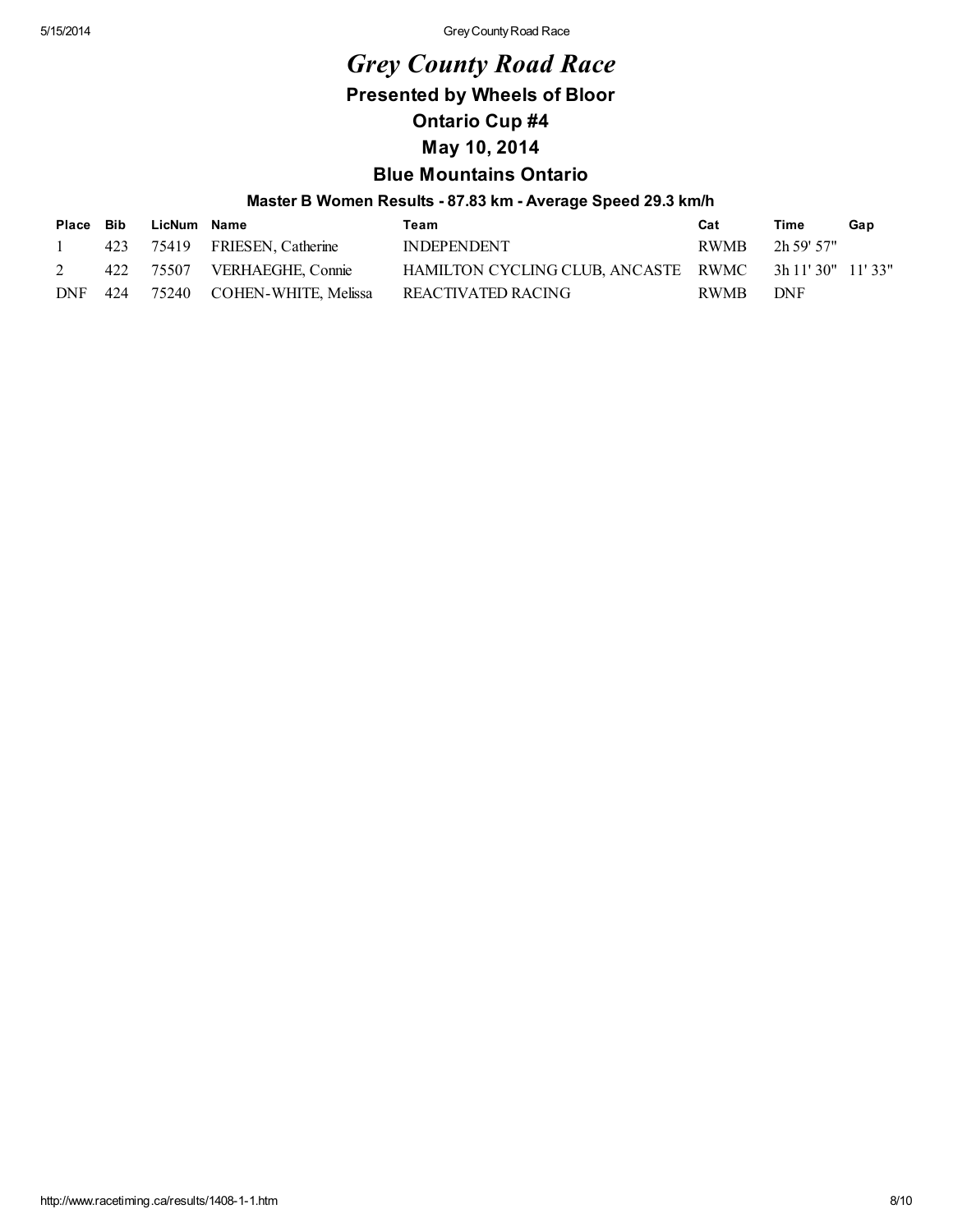# *Grey County Road Race*

## Presented by Wheels of Bloor

## Ontario Cup #4

## May 10, 2014

## Blue Mountains Ontario

### Master B Women Results - 87.83 km - Average Speed 29.3 km/h

| Place | Bib | LicNum | Name | Team | Cat | Time | Gap |
|---|---|---|---|---|---|---|---|
| 1 | 423 | 75419 | FRIESEN, Catherine | INDEPENDENT | RWMB | 2h 59' 57" | |
| 2 | 422 | 75507 | VERHAEGHE, Connie | HAMILTON CYCLING CLUB, ANCASTE | RWMC | 3h 11' 30" | 11' 33" |
| DNF | 424 | 75240 | COHEN-WHITE, Melissa | REACTIVATED RACING | RWMB | DNF | |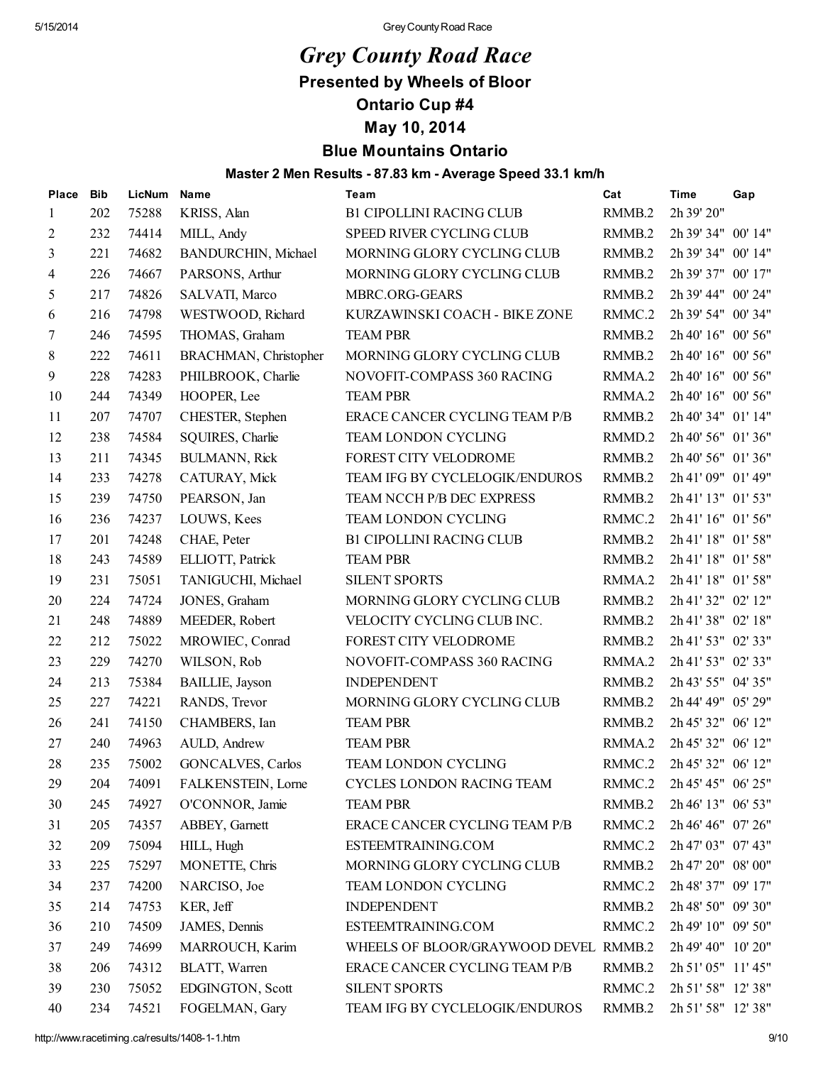# *Grey County Road Race*

## Presented by Wheels of Bloor

## Ontario Cup #4

## May 10, 2014

## Blue Mountains Ontario

### Master 2 Men Results - 87.83 km - Average Speed 33.1 km/h

| Place | Bib | LicNum | Name | Team | Cat | Time | Gap |
|---|---|---|---|---|---|---|---|
| 1 | 202 | 75288 | KRISS, Alan | B1 CIPOLLINI RACING CLUB | RMMB.2 | 2h 39' 20" | |
| 2 | 232 | 74414 | MILL, Andy | SPEED RIVER CYCLING CLUB | RMMB.2 | 2h 39' 34" | 00' 14" |
| 3 | 221 | 74682 | BANDURCHIN, Michael | MORNING GLORY CYCLING CLUB | RMMB.2 | 2h 39' 34" | 00' 14" |
| 4 | 226 | 74667 | PARSONS, Arthur | MORNING GLORY CYCLING CLUB | RMMB.2 | 2h 39' 37" | 00' 17" |
| 5 | 217 | 74826 | SALVATI, Marco | MBRC.ORG-GEARS | RMMB.2 | 2h 39' 44" | 00' 24" |
| 6 | 216 | 74798 | WESTWOOD, Richard | KURZAWINSKI COACH - BIKE ZONE | RMMC.2 | 2h 39' 54" | 00' 34" |
| 7 | 246 | 74595 | THOMAS, Graham | TEAM PBR | RMMB.2 | 2h 40' 16" | 00' 56" |
| 8 | 222 | 74611 | BRACHMAN, Christopher | MORNING GLORY CYCLING CLUB | RMMB.2 | 2h 40' 16" | 00' 56" |
| 9 | 228 | 74283 | PHILBROOK, Charlie | NOVOFIT-COMPASS 360 RACING | RMMA.2 | 2h 40' 16" | 00' 56" |
| 10 | 244 | 74349 | HOOPER, Lee | TEAM PBR | RMMA.2 | 2h 40' 16" | 00' 56" |
| 11 | 207 | 74707 | CHESTER, Stephen | ERACE CANCER CYCLING TEAM P/B | RMMB.2 | 2h 40' 34" | 01' 14" |
| 12 | 238 | 74584 | SQUIRES, Charlie | TEAM LONDON CYCLING | RMMD.2 | 2h 40' 56" | 01' 36" |
| 13 | 211 | 74345 | BULMANN, Rick | FOREST CITY VELODROME | RMMB.2 | 2h 40' 56" | 01' 36" |
| 14 | 233 | 74278 | CATURAY, Mick | TEAM IFG BY CYCLELOGIK/ENDUROS | RMMB.2 | 2h 41' 09" | 01' 49" |
| 15 | 239 | 74750 | PEARSON, Jan | TEAM NCCH P/B DEC EXPRESS | RMMB.2 | 2h 41' 13" | 01' 53" |
| 16 | 236 | 74237 | LOUWS, Kees | TEAM LONDON CYCLING | RMMC.2 | 2h 41' 16" | 01' 56" |
| 17 | 201 | 74248 | CHAE, Peter | B1 CIPOLLINI RACING CLUB | RMMB.2 | 2h 41' 18" | 01' 58" |
| 18 | 243 | 74589 | ELLIOTT, Patrick | TEAM PBR | RMMB.2 | 2h 41' 18" | 01' 58" |
| 19 | 231 | 75051 | TANIGUCHI, Michael | SILENT SPORTS | RMMA.2 | 2h 41' 18" | 01' 58" |
| 20 | 224 | 74724 | JONES, Graham | MORNING GLORY CYCLING CLUB | RMMB.2 | 2h 41' 32" | 02' 12" |
| 21 | 248 | 74889 | MEEDER, Robert | VELOCITY CYCLING CLUB INC. | RMMB.2 | 2h 41' 38" | 02' 18" |
| 22 | 212 | 75022 | MROWIEC, Conrad | FOREST CITY VELODROME | RMMB.2 | 2h 41' 53" | 02' 33" |
| 23 | 229 | 74270 | WILSON, Rob | NOVOFIT-COMPASS 360 RACING | RMMA.2 | 2h 41' 53" | 02' 33" |
| 24 | 213 | 75384 | BAILLIE, Jayson | INDEPENDENT | RMMB.2 | 2h 43' 55" | 04' 35" |
| 25 | 227 | 74221 | RANDS, Trevor | MORNING GLORY CYCLING CLUB | RMMB.2 | 2h 44' 49" | 05' 29" |
| 26 | 241 | 74150 | CHAMBERS, Ian | TEAM PBR | RMMB.2 | 2h 45' 32" | 06' 12" |
| 27 | 240 | 74963 | AULD, Andrew | TEAM PBR | RMMA.2 | 2h 45' 32" | 06' 12" |
| 28 | 235 | 75002 | GONCALVES, Carlos | TEAM LONDON CYCLING | RMMC.2 | 2h 45' 32" | 06' 12" |
| 29 | 204 | 74091 | FALKENSTEIN, Lorne | CYCLES LONDON RACING TEAM | RMMC.2 | 2h 45' 45" | 06' 25" |
| 30 | 245 | 74927 | O'CONNOR, Jamie | TEAM PBR | RMMB.2 | 2h 46' 13" | 06' 53" |
| 31 | 205 | 74357 | ABBEY, Garnett | ERACE CANCER CYCLING TEAM P/B | RMMC.2 | 2h 46' 46" | 07' 26" |
| 32 | 209 | 75094 | HILL, Hugh | ESTEEMTRAINING.COM | RMMC.2 | 2h 47' 03" | 07' 43" |
| 33 | 225 | 75297 | MONETTE, Chris | MORNING GLORY CYCLING CLUB | RMMB.2 | 2h 47' 20" | 08' 00" |
| 34 | 237 | 74200 | NARCISO, Joe | TEAM LONDON CYCLING | RMMC.2 | 2h 48' 37" | 09' 17" |
| 35 | 214 | 74753 | KER, Jeff | INDEPENDENT | RMMB.2 | 2h 48' 50" | 09' 30" |
| 36 | 210 | 74509 | JAMES, Dennis | ESTEEMTRAINING.COM | RMMC.2 | 2h 49' 10" | 09' 50" |
| 37 | 249 | 74699 | MARROUCH, Karim | WHEELS OF BLOOR/GRAYWOOD DEVEL | RMMB.2 | 2h 49' 40" | 10' 20" |
| 38 | 206 | 74312 | BLATT, Warren | ERACE CANCER CYCLING TEAM P/B | RMMB.2 | 2h 51' 05" | 11' 45" |
| 39 | 230 | 75052 | EDGINGTON, Scott | SILENT SPORTS | RMMC.2 | 2h 51' 58" | 12' 38" |
| 40 | 234 | 74521 | FOGELMAN, Gary | TEAM IFG BY CYCLELOGIK/ENDUROS | RMMB.2 | 2h 51' 58" | 12' 38" |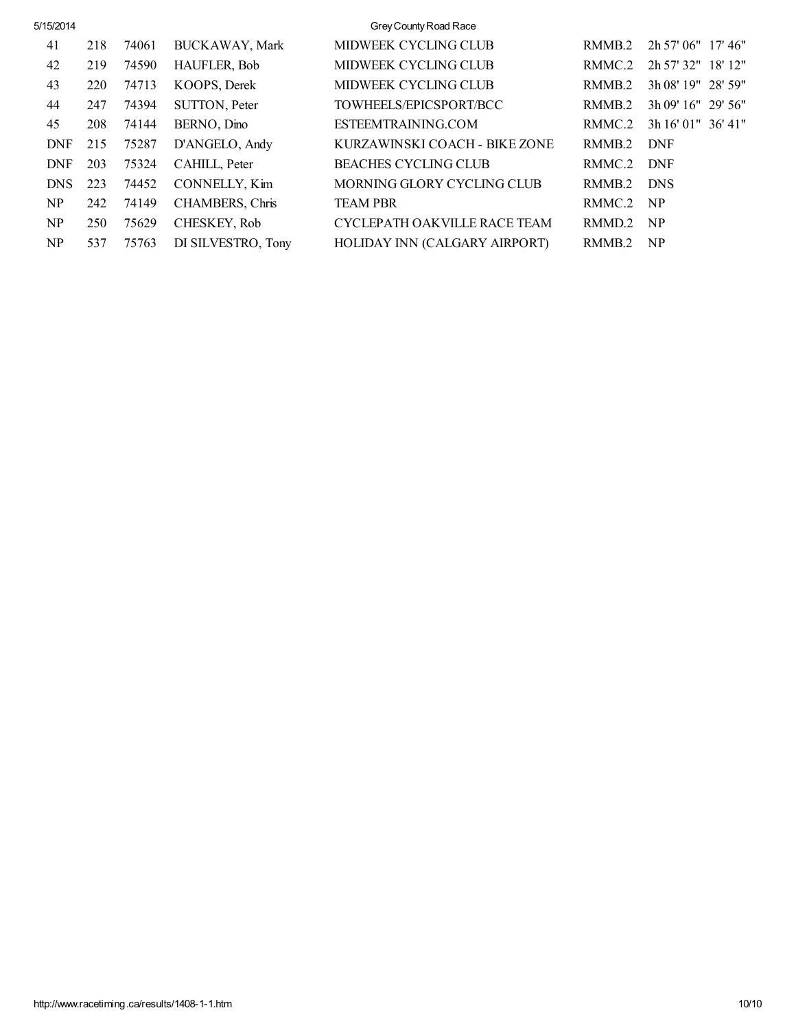| | | | | | | | |
|---|---|---|---|---|---|---|---|
| 41 | 218 | 74061 | BUCKAWAY, Mark | MIDWEEK CYCLING CLUB | RMMB.2 | 2h 57' 06" | 17' 46" |
| 42 | 219 | 74590 | HAUFLER, Bob | MIDWEEK CYCLING CLUB | RMMC.2 | 2h 57' 32" | 18' 12" |
| 43 | 220 | 74713 | KOOPS, Derek | MIDWEEK CYCLING CLUB | RMMB.2 | 3h 08' 19" | 28' 59" |
| 44 | 247 | 74394 | SUTTON, Peter | TOWHEELS/EPICSPORT/BCC | RMMB.2 | 3h 09' 16" | 29' 56" |
| 45 | 208 | 74144 | BERNO, Dino | ESTEEMTRAINING.COM | RMMC.2 | 3h 16' 01" | 36' 41" |
| DNF | 215 | 75287 | D'ANGELO, Andy | KURZAWINSKI COACH - BIKE ZONE | RMMB.2 | DNF | |
| DNF | 203 | 75324 | CAHILL, Peter | BEACHES CYCLING CLUB | RMMC.2 | DNF | |
| DNS | 223 | 74452 | CONNELLY, Kim | MORNING GLORY CYCLING CLUB | RMMB.2 | DNS | |
| NP | 242 | 74149 | CHAMBERS, Chris | TEAM PBR | RMMC.2 | NP | |
| NP | 250 | 75629 | CHESKEY, Rob | CYCLEPATH OAKVILLE RACE TEAM | RMMD.2 | NP | |
| NP | 537 | 75763 | DI SILVESTRO, Tony | HOLIDAY INN (CALGARY AIRPORT) | RMMB.2 | NP | |